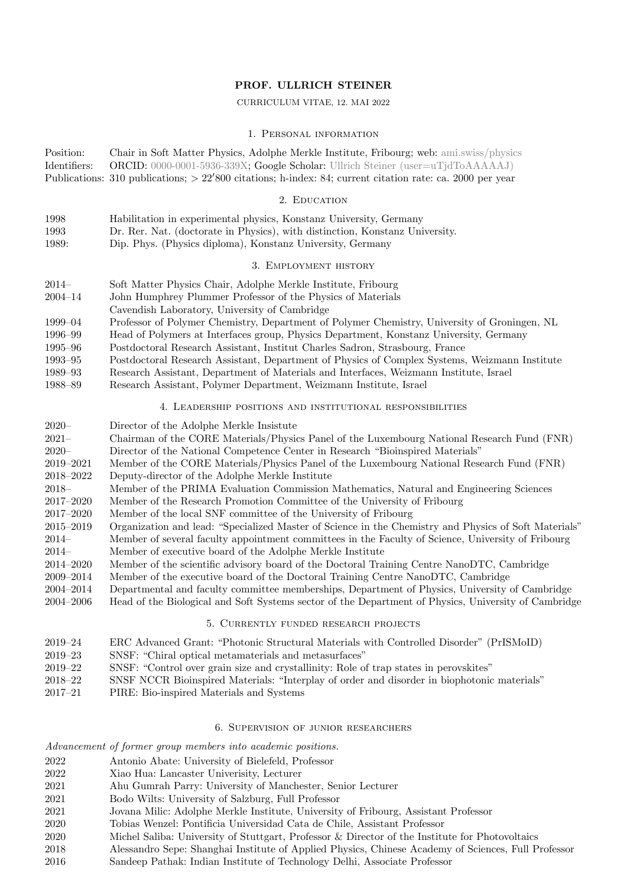# PROF. ULLRICH STEINER

CURRICULUM VITAE, 12. MAI 2022

## 1. Personal information

| | |
|---|---|
| Position: | Chair in Soft Matter Physics, Adolphe Merkle Institute, Fribourg; web: ami.swiss/physics |
| Identifiers: | ORCID: 0000-0001-5936-339X; Google Scholar: Ullrich Steiner (user=uTjdToAAAAAJ) |
| Publications: | 310 publications; $> 22'800$ citations; h-index: 84; current citation rate: ca. 2000 per year |

## 2. Education

| | |
|---|---|
| 1998 | Habilitation in experimental physics, Konstanz University, Germany |
| 1993 | Dr. Rer. Nat. (doctorate in Physics), with distinction, Konstanz University. |
| 1989: | Dip. Phys. (Physics diploma), Konstanz University, Germany |

## 3. Employment history

| | |
|---|---|
| 2014– | Soft Matter Physics Chair, Adolphe Merkle Institute, Fribourg |
| 2004–14 | John Humphrey Plummer Professor of the Physics of Materials<br>Cavendish Laboratory, University of Cambridge |
| 1999–04 | Professor of Polymer Chemistry, Department of Polymer Chemistry, University of Groningen, NL |
| 1996–99 | Head of Polymers at Interfaces group, Physics Department, Konstanz University, Germany |
| 1995–96 | Postdoctoral Research Assistant, Institut Charles Sadron, Strasbourg, France |
| 1993–95 | Postdoctoral Research Assistant, Department of Physics of Complex Systems, Weizmann Institute |
| 1989–93 | Research Assistant, Department of Materials and Interfaces, Weizmann Institute, Israel |
| 1988–89 | Research Assistant, Polymer Department, Weizmann Institute, Israel |

## 4. Leadership positions and institutional responsibilities

| | |
|---|---|
| 2020– | Director of the Adolphe Merkle Insistute |
| 2021– | Chairman of the CORE Materials/Physics Panel of the Luxembourg National Research Fund (FNR) |
| 2020– | Director of the National Competence Center in Research "Bioinspired Materials" |
| 2019–2021 | Member of the CORE Materials/Physics Panel of the Luxembourg National Research Fund (FNR) |
| 2018–2022 | Deputy-director of the Adolphe Merkle Institute |
| 2018– | Member of the PRIMA Evaluation Commission Mathematics, Natural and Engineering Sciences |
| 2017–2020 | Member of the Research Promotion Committee of the University of Fribourg |
| 2017–2020 | Member of the local SNF committee of the University of Fribourg |
| 2015–2019 | Organization and lead: "Specialized Master of Science in the Chemistry and Physics of Soft Materials" |
| 2014– | Member of several faculty appointment committees in the Faculty of Science, University of Fribourg |
| 2014– | Member of executive board of the Adolphe Merkle Institute |
| 2014–2020 | Member of the scientific advisory board of the Doctoral Training Centre NanoDTC, Cambridge |
| 2009–2014 | Member of the executive board of the Doctoral Training Centre NanoDTC, Cambridge |
| 2004–2014 | Departmental and faculty committee memberships, Department of Physics, University of Cambridge |
| 2004–2006 | Head of the Biological and Soft Systems sector of the Department of Physics, University of Cambridge |

## 5. Currently funded research projects

| | |
|---|---|
| 2019–24 | ERC Advanced Grant: "Photonic Structural Materials with Controlled Disorder" (PrISMoID) |
| 2019–23 | SNSF: "Chiral optical metamaterials and metasurfaces" |
| 2019–22 | SNSF: "Control over grain size and crystallinity: Role of trap states in perovskites" |
| 2018–22 | SNSF NCCR Bioinspired Materials: "Interplay of order and disorder in biophotonic materials" |
| 2017–21 | PIRE: Bio-inspired Materials and Systems |

## 6. Supervision of junior researchers

*Advancement of former group members into academic positions.*

| | |
|---|---|
| 2022 | Antonio Abate: University of Bielefeld, Professor |
| 2022 | Xiao Hua: Lancaster Univerisity, Lecturer |
| 2021 | Ahu Gumrah Parry: University of Manchester, Senior Lecturer |
| 2021 | Bodo Wilts: University of Salzburg, Full Professor |
| 2021 | Jovana Milic: Adolphe Merkle Institute, University of Fribourg, Assistant Professor |
| 2020 | Tobias Wenzel: Pontificia Universidad Cata de Chile, Assistant Professor |
| 2020 | Michel Saliba: University of Stuttgart, Professor & Director of the Institute for Photovoltaics |
| 2018 | Alessandro Sepe: Shanghai Institute of Applied Physics, Chinese Academy of Sciences, Full Professor |
| 2016 | Sandeep Pathak: Indian Institute of Technology Delhi, Associate Professor |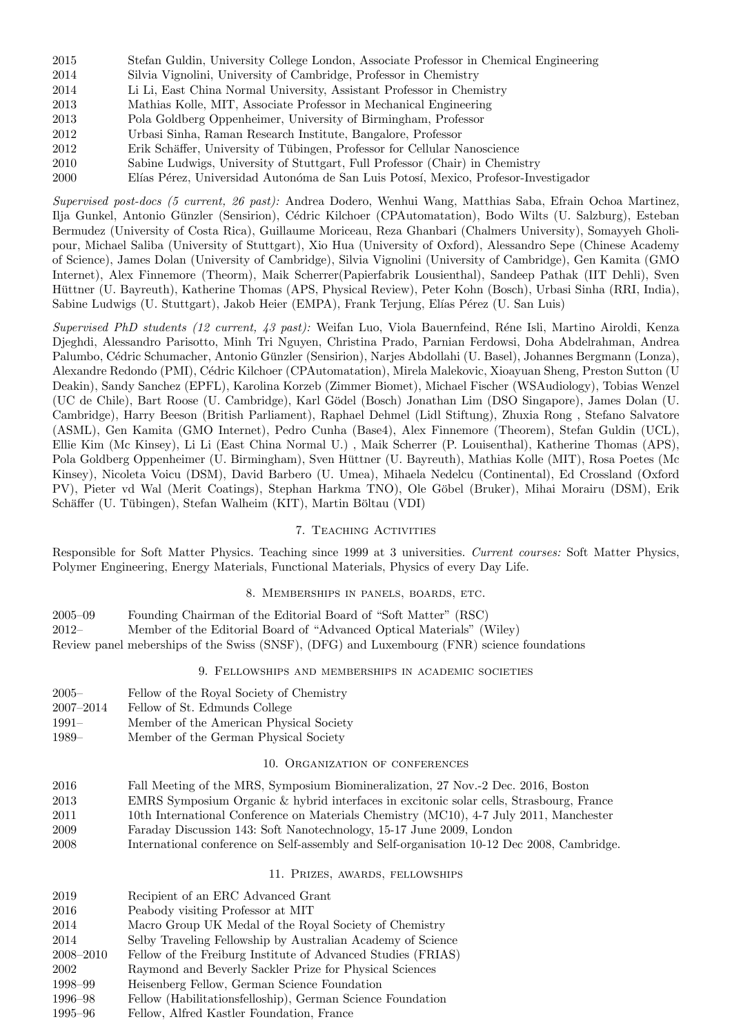| | |
|---|---|
| 2015 | Stefan Guldin, University College London, Associate Professor in Chemical Engineering |
| 2014 | Silvia Vignolini, University of Cambridge, Professor in Chemistry |
| 2014 | Li Li, East China Normal University, Assistant Professor in Chemistry |
| 2013 | Mathias Kolle, MIT, Associate Professor in Mechanical Engineering |
| 2013 | Pola Goldberg Oppenheimer, University of Birmingham, Professor |
| 2012 | Urbasi Sinha, Raman Research Institute, Bangalore, Professor |
| 2012 | Erik Schäffer, University of Tübingen, Professor for Cellular Nanoscience |
| 2010 | Sabine Ludwigs, University of Stuttgart, Full Professor (Chair) in Chemistry |
| 2000 | Elías Pérez, Universidad Autonóma de San Luis Potosí, Mexico, Profesor-Investigador |

*Supervised post-docs (5 current, 26 past):* Andrea Dodero, Wenhui Wang, Matthias Saba, Efrain Ochoa Martinez, Ilja Gunkel, Antonio Günzler (Sensirion), Cédric Kilchoer (CPAutomatation), Bodo Wilts (U. Salzburg), Esteban Bermudez (University of Costa Rica), Guillaume Moriceau, Reza Ghanbari (Chalmers University), Somayyeh Gholipour, Michael Saliba (University of Stuttgart), Xio Hua (University of Oxford), Alessandro Sepe (Chinese Academy of Science), James Dolan (University of Cambridge), Silvia Vignolini (University of Cambridge), Gen Kamita (GMO Internet), Alex Finnemore (Theorm), Maik Scherrer(Papierfabrik Lousienthal), Sandeep Pathak (IIT Dehli), Sven Hüttner (U. Bayreuth), Katherine Thomas (APS, Physical Review), Peter Kohn (Bosch), Urbasi Sinha (RRI, India), Sabine Ludwigs (U. Stuttgart), Jakob Heier (EMPA), Frank Terjung, Elías Pérez (U. San Luis)

*Supervised PhD students (12 current, 43 past):* Weifan Luo, Viola Bauernfeind, Réne Isli, Martino Airoldi, Kenza Djeghdi, Alessandro Parisotto, Minh Tri Nguyen, Christina Prado, Parnian Ferdowsi, Doha Abdelrahman, Andrea Palumbo, Cédric Schumacher, Antonio Günzler (Sensirion), Narjes Abdollahi (U. Basel), Johannes Bergmann (Lonza), Alexandre Redondo (PMI), Cédric Kilchoer (CPAutomatation), Mirela Malekovic, Xioayuan Sheng, Preston Sutton (U Deakin), Sandy Sanchez (EPFL), Karolina Korzeb (Zimmer Biomet), Michael Fischer (WSAudiology), Tobias Wenzel (UC de Chile), Bart Roose (U. Cambridge), Karl Gödel (Bosch) Jonathan Lim (DSO Singapore), James Dolan (U. Cambridge), Harry Beeson (British Parliament), Raphael Dehmel (Lidl Stiftung), Zhuxia Rong , Stefano Salvatore (ASML), Gen Kamita (GMO Internet), Pedro Cunha (Base4), Alex Finnemore (Theorem), Stefan Guldin (UCL), Ellie Kim (Mc Kinsey), Li Li (East China Normal U.) , Maik Scherrer (P. Louisenthal), Katherine Thomas (APS), Pola Goldberg Oppenheimer (U. Birmingham), Sven Hüttner (U. Bayreuth), Mathias Kolle (MIT), Rosa Poetes (Mc Kinsey), Nicoleta Voicu (DSM), David Barbero (U. Umea), Mihaela Nedelcu (Continental), Ed Crossland (Oxford PV), Pieter vd Wal (Merit Coatings), Stephan Harkma TNO), Ole Göbel (Bruker), Mihai Morairu (DSM), Erik Schäffer (U. Tübingen), Stefan Walheim (KIT), Martin Böltau (VDI)

## 7. Teaching Activities

Responsible for Soft Matter Physics. Teaching since 1999 at 3 universities. *Current courses:* Soft Matter Physics, Polymer Engineering, Energy Materials, Functional Materials, Physics of every Day Life.

## 8. Memberships in panels, boards, etc.

| | |
|---|---|
| 2005–09 | Founding Chairman of the Editorial Board of “Soft Matter” (RSC) |
| 2012– | Member of the Editorial Board of “Advanced Optical Materials” (Wiley) |

Review panel meberships of the Swiss (SNSF), (DFG) and Luxembourg (FNR) science foundations

## 9. Fellowships and memberships in academic societies

| | |
|---|---|
| 2005– | Fellow of the Royal Society of Chemistry |
| 2007–2014 | Fellow of St. Edmunds College |
| 1991– | Member of the American Physical Society |
| 1989– | Member of the German Physical Society |

## 10. Organization of conferences

| | |
|---|---|
| 2016 | Fall Meeting of the MRS, Symposium Biomineralization, 27 Nov.-2 Dec. 2016, Boston |
| 2013 | EMRS Symposium Organic & hybrid interfaces in excitonic solar cells, Strasbourg, France |
| 2011 | 10th International Conference on Materials Chemistry (MC10), 4-7 July 2011, Manchester |
| 2009 | Faraday Discussion 143: Soft Nanotechnology, 15-17 June 2009, London |
| 2008 | International conference on Self-assembly and Self-organisation 10-12 Dec 2008, Cambridge. |

## 11. Prizes, awards, fellowships

| | |
|---|---|
| 2019 | Recipient of an ERC Advanced Grant |
| 2016 | Peabody visiting Professor at MIT |
| 2014 | Macro Group UK Medal of the Royal Society of Chemistry |
| 2014 | Selby Traveling Fellowship by Australian Academy of Science |
| 2008–2010 | Fellow of the Freiburg Institute of Advanced Studies (FRIAS) |
| 2002 | Raymond and Beverly Sackler Prize for Physical Sciences |
| 1998–99 | Heisenberg Fellow, German Science Foundation |
| 1996–98 | Fellow (Habilitationsfelloship), German Science Foundation |
| 1995–96 | Fellow, Alfred Kastler Foundation, France |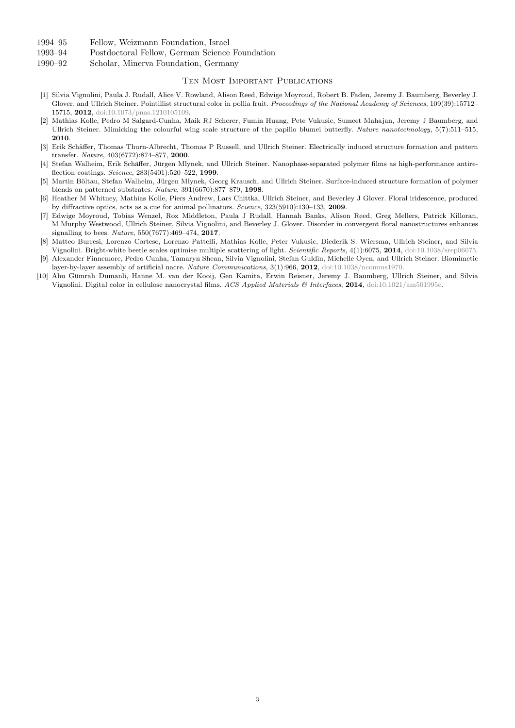1994–95 Fellow, Weizmann Foundation, Israel
1993–94 Postdoctoral Fellow, German Science Foundation
1990–92 Scholar, Minerva Foundation, Germany

## Ten Most Important Publications

[1] Silvia Vignolini, Paula J. Rudall, Alice V. Rowland, Alison Reed, Edwige Moyroud, Robert B. Faden, Jeremy J. Baumberg, Beverley J. Glover, and Ullrich Steiner. Pointillist structural color in pollia fruit. *Proceedings of the National Academy of Sciences*, 109(39):15712–15715, **2012**, doi:10.1073/pnas.1210105109.

[2] Mathias Kolle, Pedro M Salgard-Cunha, Maik RJ Scherer, Fumin Huang, Pete Vukusic, Sumeet Mahajan, Jeremy J Baumberg, and Ullrich Steiner. Mimicking the colourful wing scale structure of the papilio blumei butterfly. *Nature nanotechnology*, 5(7):511–515, **2010**.

[3] Erik Schäffer, Thomas Thurn-Albrecht, Thomas P Russell, and Ullrich Steiner. Electrically induced structure formation and pattern transfer. *Nature*, 403(6772):874–877, **2000**.

[4] Stefan Walheim, Erik Schäffer, Jürgen Mlynek, and Ullrich Steiner. Nanophase-separated polymer films as high-performance antireflection coatings. *Science*, 283(5401):520–522, **1999**.

[5] Martin Böltau, Stefan Walheim, Jürgen Mlynek, Georg Krausch, and Ullrich Steiner. Surface-induced structure formation of polymer blends on patterned substrates. *Nature*, 391(6670):877–879, **1998**.

[6] Heather M Whitney, Mathias Kolle, Piers Andrew, Lars Chittka, Ullrich Steiner, and Beverley J Glover. Floral iridescence, produced by diffractive optics, acts as a cue for animal pollinators. *Science*, 323(5910):130–133, **2009**.

[7] Edwige Moyroud, Tobias Wenzel, Rox Middleton, Paula J Rudall, Hannah Banks, Alison Reed, Greg Mellers, Patrick Killoran, M Murphy Westwood, Ullrich Steiner, Silvia Vignolini, and Beverley J. Glover. Disorder in convergent floral nanostructures enhances signalling to bees. *Nature*, 550(7677):469–474, **2017**.

[8] Matteo Burresi, Lorenzo Cortese, Lorenzo Pattelli, Mathias Kolle, Peter Vukusic, Diederik S. Wiersma, Ullrich Steiner, and Silvia Vignolini. Bright-white beetle scales optimise multiple scattering of light. *Scientific Reports*, 4(1):6075, **2014**, doi:10.1038/srep06075.

[9] Alexander Finnemore, Pedro Cunha, Tamaryn Shean, Silvia Vignolini, Stefan Guldin, Michelle Oyen, and Ullrich Steiner. Biomimetic layer-by-layer assembly of artificial nacre. *Nature Communications*, 3(1):966, **2012**, doi:10.1038/ncomms1970.

[10] Ahu Gümrah Dumanli, Hanne M. van der Kooij, Gen Kamita, Erwin Reisner, Jeremy J. Baumberg, Ullrich Steiner, and Silvia Vignolini. Digital color in cellulose nanocrystal films. *ACS Applied Materials & Interfaces*, **2014**, doi:10.1021/am501995e.